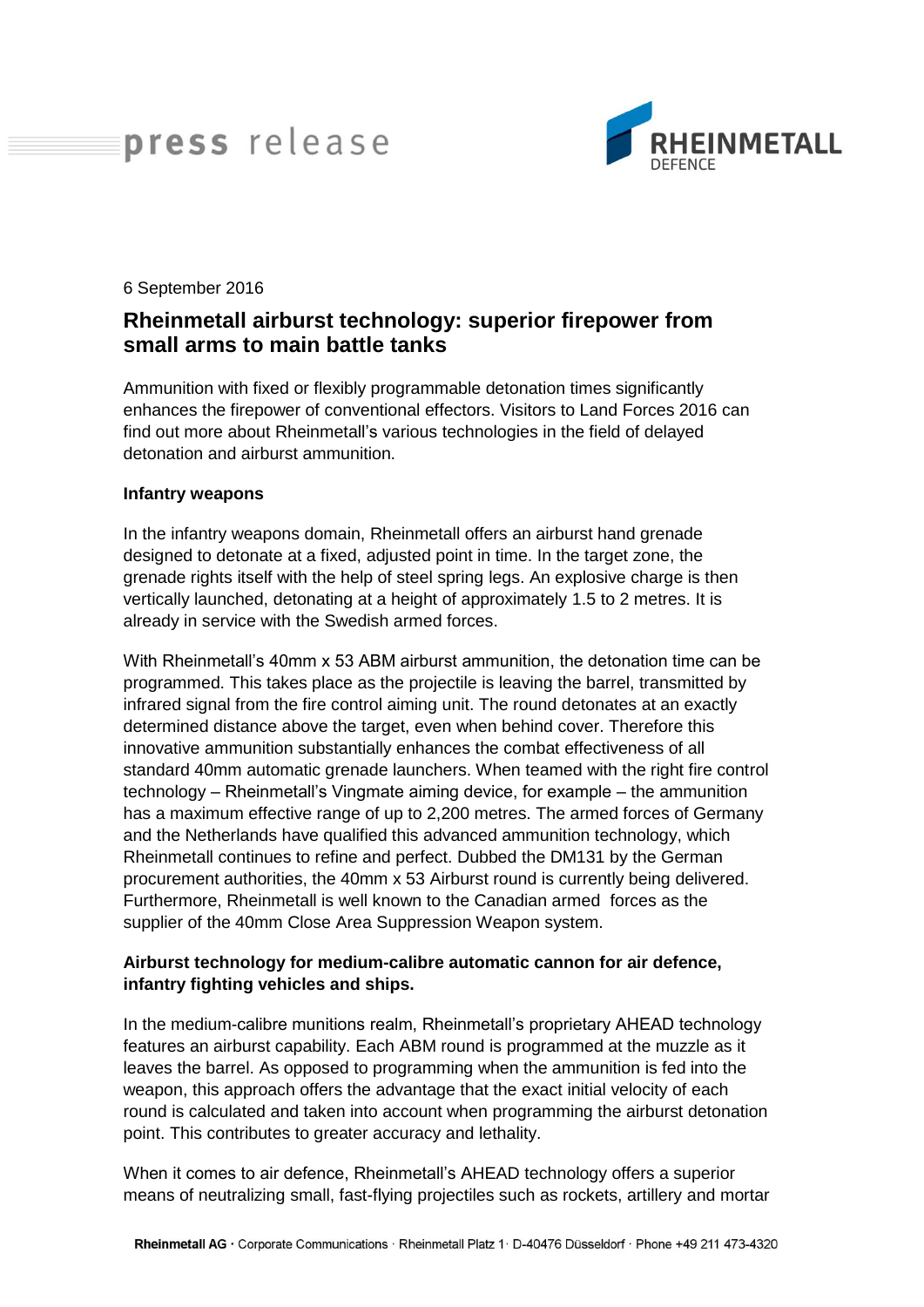press release

RHEINMETALL DEFENCE

6 September 2016

## Rheinmetall airburst technology: superior firepower from small arms to main battle tanks

Ammunition with fixed or flexibly programmable detonation times significantly enhances the firepower of conventional effectors. Visitors to Land Forces 2016 can find out more about Rheinmetall's various technologies in the field of delayed detonation and airburst ammunition.

**Infantry weapons**

In the infantry weapons domain, Rheinmetall offers an airburst hand grenade designed to detonate at a fixed, adjusted point in time. In the target zone, the grenade rights itself with the help of steel spring legs. An explosive charge is then vertically launched, detonating at a height of approximately 1.5 to 2 metres. It is already in service with the Swedish armed forces.

With Rheinmetall's 40mm x 53 ABM airburst ammunition, the detonation time can be programmed. This takes place as the projectile is leaving the barrel, transmitted by infrared signal from the fire control aiming unit. The round detonates at an exactly determined distance above the target, even when behind cover. Therefore this innovative ammunition substantially enhances the combat effectiveness of all standard 40mm automatic grenade launchers. When teamed with the right fire control technology – Rheinmetall's Vingmate aiming device, for example – the ammunition has a maximum effective range of up to 2,200 metres. The armed forces of Germany and the Netherlands have qualified this advanced ammunition technology, which Rheinmetall continues to refine and perfect. Dubbed the DM131 by the German procurement authorities, the 40mm x 53 Airburst round is currently being delivered. Furthermore, Rheinmetall is well known to the Canadian armed forces as the supplier of the 40mm Close Area Suppression Weapon system.

**Airburst technology for medium-calibre automatic cannon for air defence, infantry fighting vehicles and ships.**

In the medium-calibre munitions realm, Rheinmetall's proprietary AHEAD technology features an airburst capability. Each ABM round is programmed at the muzzle as it leaves the barrel. As opposed to programming when the ammunition is fed into the weapon, this approach offers the advantage that the exact initial velocity of each round is calculated and taken into account when programming the airburst detonation point. This contributes to greater accuracy and lethality.

When it comes to air defence, Rheinmetall's AHEAD technology offers a superior means of neutralizing small, fast-flying projectiles such as rockets, artillery and mortar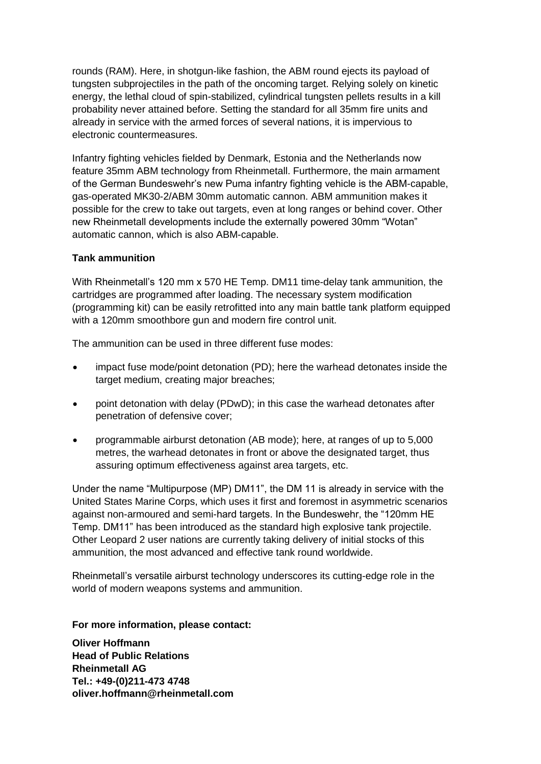rounds (RAM). Here, in shotgun-like fashion, the ABM round ejects its payload of tungsten subprojectiles in the path of the oncoming target. Relying solely on kinetic energy, the lethal cloud of spin-stabilized, cylindrical tungsten pellets results in a kill probability never attained before. Setting the standard for all 35mm fire units and already in service with the armed forces of several nations, it is impervious to electronic countermeasures.

Infantry fighting vehicles fielded by Denmark, Estonia and the Netherlands now feature 35mm ABM technology from Rheinmetall. Furthermore, the main armament of the German Bundeswehr's new Puma infantry fighting vehicle is the ABM-capable, gas-operated MK30-2/ABM 30mm automatic cannon. ABM ammunition makes it possible for the crew to take out targets, even at long ranges or behind cover. Other new Rheinmetall developments include the externally powered 30mm "Wotan" automatic cannon, which is also ABM-capable.

**Tank ammunition**

With Rheinmetall's 120 mm x 570 HE Temp. DM11 time-delay tank ammunition, the cartridges are programmed after loading. The necessary system modification (programming kit) can be easily retrofitted into any main battle tank platform equipped with a 120mm smoothbore gun and modern fire control unit.

The ammunition can be used in three different fuse modes:

- impact fuse mode/point detonation (PD); here the warhead detonates inside the target medium, creating major breaches;
- point detonation with delay (PDwD); in this case the warhead detonates after penetration of defensive cover;
- programmable airburst detonation (AB mode); here, at ranges of up to 5,000 metres, the warhead detonates in front or above the designated target, thus assuring optimum effectiveness against area targets, etc.

Under the name "Multipurpose (MP) DM11", the DM 11 is already in service with the United States Marine Corps, which uses it first and foremost in asymmetric scenarios against non-armoured and semi-hard targets. In the Bundeswehr, the "120mm HE Temp. DM11" has been introduced as the standard high explosive tank projectile. Other Leopard 2 user nations are currently taking delivery of initial stocks of this ammunition, the most advanced and effective tank round worldwide.

Rheinmetall's versatile airburst technology underscores its cutting-edge role in the world of modern weapons systems and ammunition.

**For more information, please contact:**

**Oliver Hoffmann**
**Head of Public Relations**
**Rheinmetall AG**
**Tel.: +49-(0)211-473 4748**
**oliver.hoffmann@rheinmetall.com**